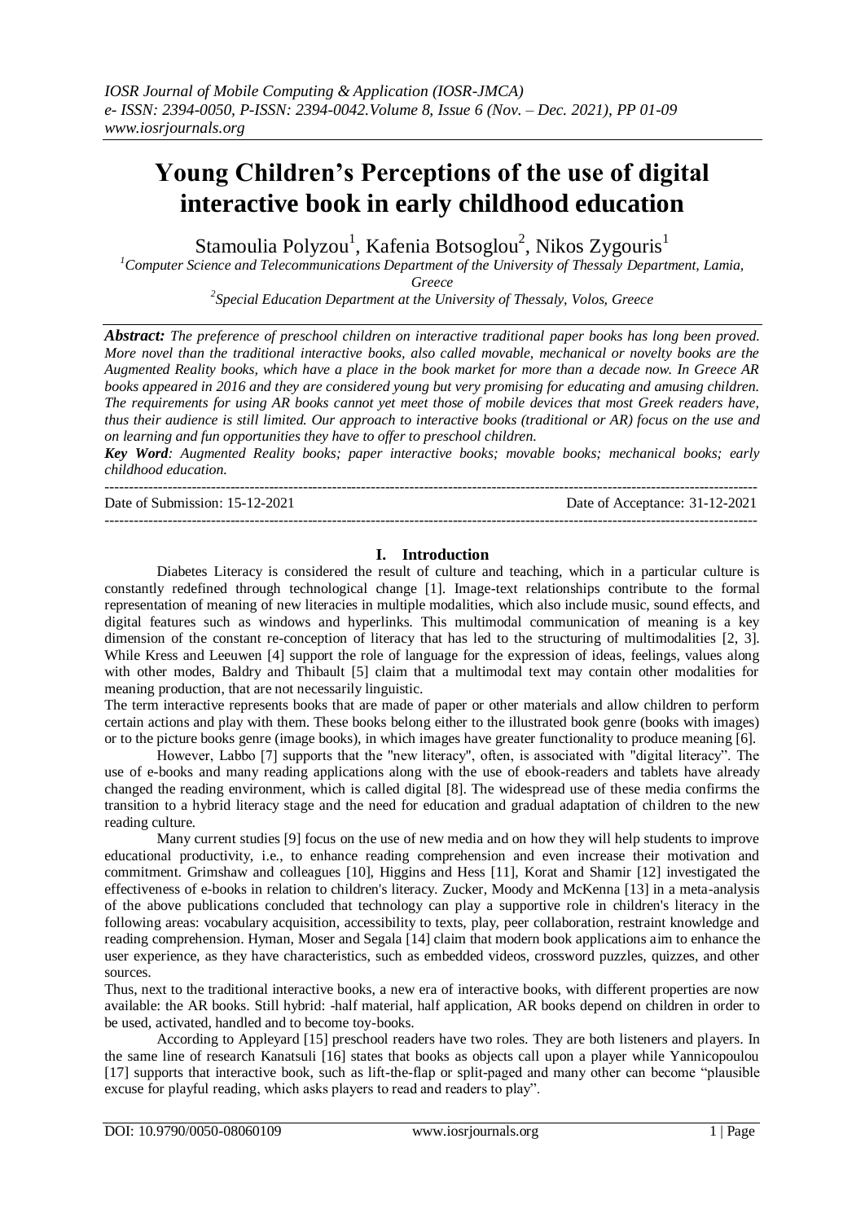# Young Children's Perceptions of the use of digital interactive book in early childhood education

Stamoulia Polyzou[1], Kafenia Botsoglou[2], Nikos Zygouris[1]

[1]Computer Science and Telecommunications Department of the University of Thessaly Department, Lamia, Greece

[2]Special Education Department at the University of Thessaly, Volos, Greece

***Abstract:*** *The preference of preschool children on interactive traditional paper books has long been proved. More novel than the traditional interactive books, also called movable, mechanical or novelty books are the Augmented Reality books, which have a place in the book market for more than a decade now. In Greece AR books appeared in 2016 and they are considered young but very promising for educating and amusing children. The requirements for using AR books cannot yet meet those of mobile devices that most Greek readers have, thus their audience is still limited. Our approach to interactive books (traditional or AR) focus on the use and on learning and fun opportunities they have to offer to preschool children.*

***Key Word****: Augmented Reality books; paper interactive books; movable books; mechanical books; early childhood education.*

Date of Submission: 15-12-2021 Date of Acceptance: 31-12-2021

## I. Introduction

Diabetes Literacy is considered the result of culture and teaching, which in a particular culture is constantly redefined through technological change [1]. Image-text relationships contribute to the formal representation of meaning of new literacies in multiple modalities, which also include music, sound effects, and digital features such as windows and hyperlinks. This multimodal communication of meaning is a key dimension of the constant re-conception of literacy that has led to the structuring of multimodalities [2, 3]. While Kress and Leeuwen [4] support the role of language for the expression of ideas, feelings, values along with other modes, Baldry and Thibault [5] claim that a multimodal text may contain other modalities for meaning production, that are not necessarily linguistic.

The term interactive represents books that are made of paper or other materials and allow children to perform certain actions and play with them. These books belong either to the illustrated book genre (books with images) or to the picture books genre (image books), in which images have greater functionality to produce meaning [6].

However, Labbo [7] supports that the "new literacy", often, is associated with "digital literacy". The use of e-books and many reading applications along with the use of ebook-readers and tablets have already changed the reading environment, which is called digital [8]. The widespread use of these media confirms the transition to a hybrid literacy stage and the need for education and gradual adaptation of children to the new reading culture.

Many current studies [9] focus on the use of new media and on how they will help students to improve educational productivity, i.e., to enhance reading comprehension and even increase their motivation and commitment. Grimshaw and colleagues [10], Higgins and Hess [11], Korat and Shamir [12] investigated the effectiveness of e-books in relation to children's literacy. Zucker, Moody and McKenna [13] in a meta-analysis of the above publications concluded that technology can play a supportive role in children's literacy in the following areas: vocabulary acquisition, accessibility to texts, play, peer collaboration, restraint knowledge and reading comprehension. Hyman, Moser and Segala [14] claim that modern book applications aim to enhance the user experience, as they have characteristics, such as embedded videos, crossword puzzles, quizzes, and other sources.

Thus, next to the traditional interactive books, a new era of interactive books, with different properties are now available: the AR books. Still hybrid: -half material, half application, AR books depend on children in order to be used, activated, handled and to become toy-books.

According to Appleyard [15] preschool readers have two roles. They are both listeners and players. In the same line of research Kanatsuli [16] states that books as objects call upon a player while Yannicopoulou [17] supports that interactive book, such as lift-the-flap or split-paged and many other can become "plausible excuse for playful reading, which asks players to read and readers to play".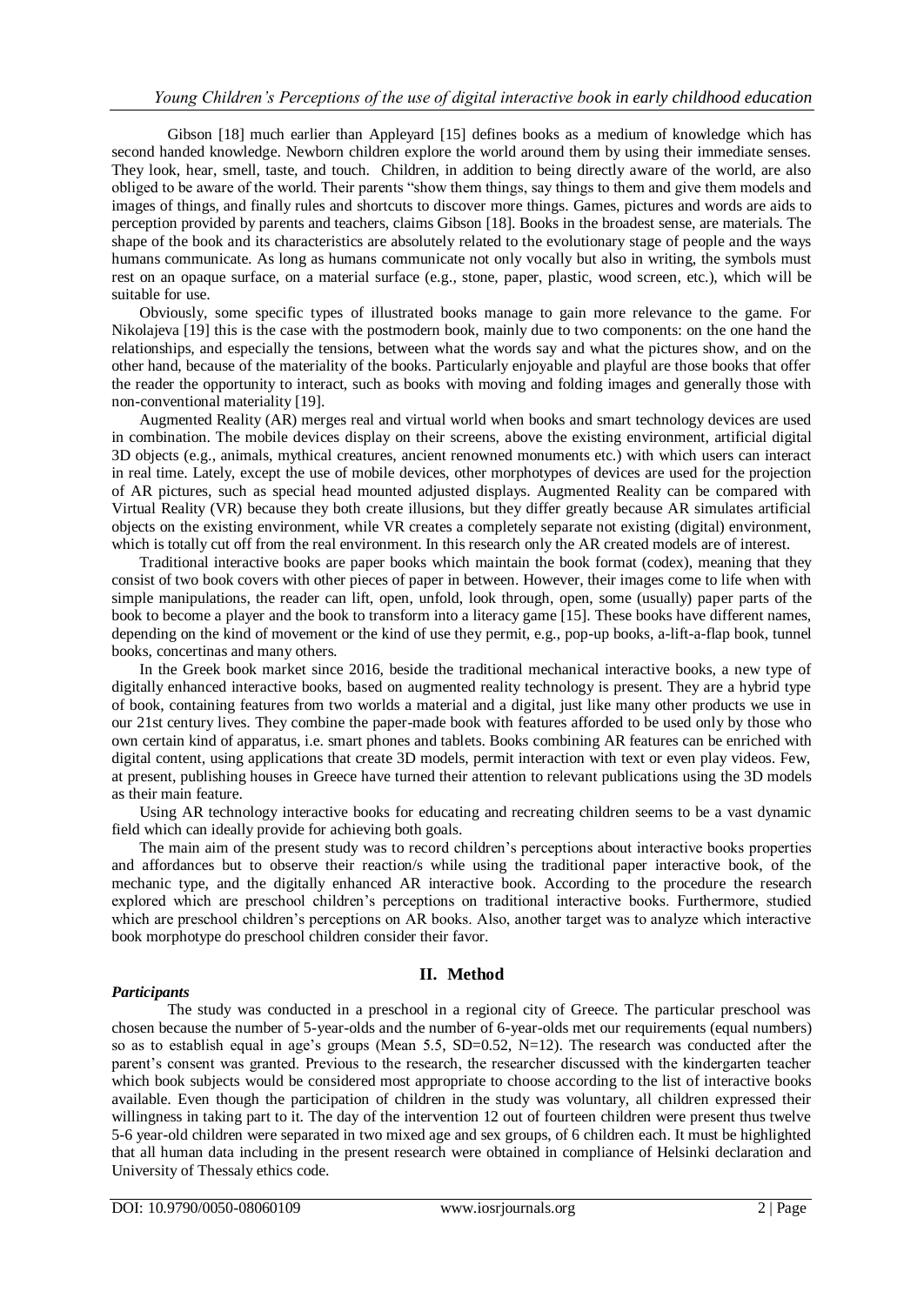Gibson [18] much earlier than Appleyard [15] defines books as a medium of knowledge which has second handed knowledge. Newborn children explore the world around them by using their immediate senses. They look, hear, smell, taste, and touch. Children, in addition to being directly aware of the world, are also obliged to be aware of the world. Their parents "show them things, say things to them and give them models and images of things, and finally rules and shortcuts to discover more things. Games, pictures and words are aids to perception provided by parents and teachers, claims Gibson [18]. Books in the broadest sense, are materials. The shape of the book and its characteristics are absolutely related to the evolutionary stage of people and the ways humans communicate. As long as humans communicate not only vocally but also in writing, the symbols must rest on an opaque surface, on a material surface (e.g., stone, paper, plastic, wood screen, etc.), which will be suitable for use.

Obviously, some specific types of illustrated books manage to gain more relevance to the game. For Nikolajeva [19] this is the case with the postmodern book, mainly due to two components: on the one hand the relationships, and especially the tensions, between what the words say and what the pictures show, and on the other hand, because of the materiality of the books. Particularly enjoyable and playful are those books that offer the reader the opportunity to interact, such as books with moving and folding images and generally those with non-conventional materiality [19].

Augmented Reality (AR) merges real and virtual world when books and smart technology devices are used in combination. The mobile devices display on their screens, above the existing environment, artificial digital 3D objects (e.g., animals, mythical creatures, ancient renowned monuments etc.) with which users can interact in real time. Lately, except the use of mobile devices, other morphotypes of devices are used for the projection of AR pictures, such as special head mounted adjusted displays. Augmented Reality can be compared with Virtual Reality (VR) because they both create illusions, but they differ greatly because AR simulates artificial objects on the existing environment, while VR creates a completely separate not existing (digital) environment, which is totally cut off from the real environment. In this research only the AR created models are of interest.

Traditional interactive books are paper books which maintain the book format (codex), meaning that they consist of two book covers with other pieces of paper in between. However, their images come to life when with simple manipulations, the reader can lift, open, unfold, look through, open, some (usually) paper parts of the book to become a player and the book to transform into a literacy game [15]. These books have different names, depending on the kind of movement or the kind of use they permit, e.g., pop-up books, a-lift-a-flap book, tunnel books, concertinas and many others.

In the Greek book market since 2016, beside the traditional mechanical interactive books, a new type of digitally enhanced interactive books, based on augmented reality technology is present. They are a hybrid type of book, containing features from two worlds a material and a digital, just like many other products we use in our 21st century lives. They combine the paper-made book with features afforded to be used only by those who own certain kind of apparatus, i.e. smart phones and tablets. Books combining AR features can be enriched with digital content, using applications that create 3D models, permit interaction with text or even play videos. Few, at present, publishing houses in Greece have turned their attention to relevant publications using the 3D models as their main feature.

Using AR technology interactive books for educating and recreating children seems to be a vast dynamic field which can ideally provide for achieving both goals.

The main aim of the present study was to record children's perceptions about interactive books properties and affordances but to observe their reaction/s while using the traditional paper interactive book, of the mechanic type, and the digitally enhanced AR interactive book. According to the procedure the research explored which are preschool children's perceptions on traditional interactive books. Furthermore, studied which are preschool children's perceptions on AR books. Also, another target was to analyze which interactive book morphotype do preschool children consider their favor.

## II. Method

***Participants***

The study was conducted in a preschool in a regional city of Greece. The particular preschool was chosen because the number of 5-year-olds and the number of 6-year-olds met our requirements (equal numbers) so as to establish equal in age's groups (Mean 5.5, SD=0.52, N=12). The research was conducted after the parent's consent was granted. Previous to the research, the researcher discussed with the kindergarten teacher which book subjects would be considered most appropriate to choose according to the list of interactive books available. Even though the participation of children in the study was voluntary, all children expressed their willingness in taking part to it. The day of the intervention 12 out of fourteen children were present thus twelve 5-6 year-old children were separated in two mixed age and sex groups, of 6 children each. It must be highlighted that all human data including in the present research were obtained in compliance of Helsinki declaration and University of Thessaly ethics code.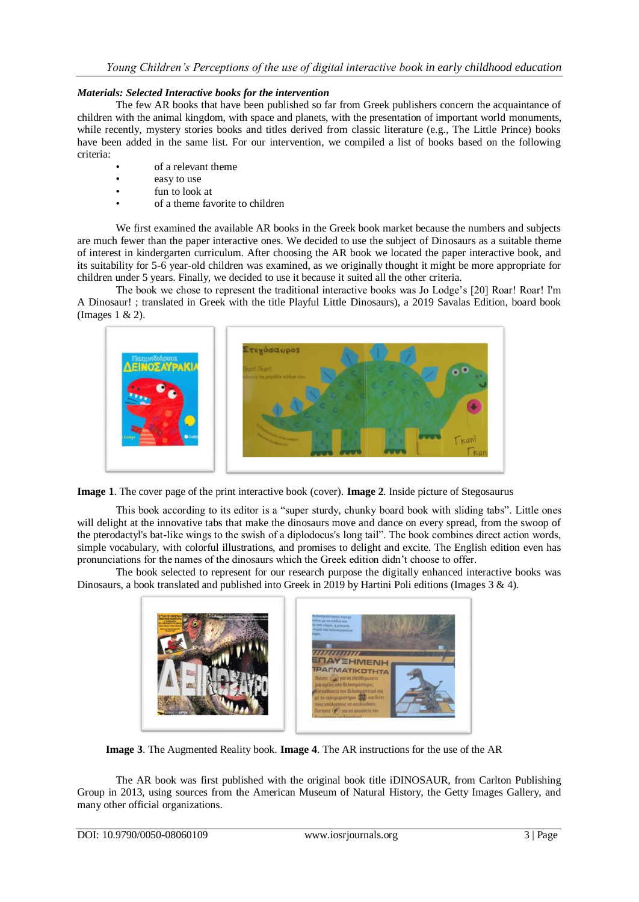***Materials: Selected Interactive books for the intervention***

The few AR books that have been published so far from Greek publishers concern the acquaintance of children with the animal kingdom, with space and planets, with the presentation of important world monuments, while recently, mystery stories books and titles derived from classic literature (e.g., The Little Prince) books have been added in the same list. For our intervention, we compiled a list of books based on the following criteria:

- of a relevant theme
- easy to use
- fun to look at
- of a theme favorite to children

We first examined the available AR books in the Greek book market because the numbers and subjects are much fewer than the paper interactive ones. We decided to use the subject of Dinosaurs as a suitable theme of interest in kindergarten curriculum. After choosing the AR book we located the paper interactive book, and its suitability for 5-6 year-old children was examined, as we originally thought it might be more appropriate for children under 5 years. Finally, we decided to use it because it suited all the other criteria.

The book we chose to represent the traditional interactive books was Jo Lodge's [20] Roar! Roar! I'm A Dinosaur! ; translated in Greek with the title Playful Little Dinosaurs), a 2019 Savalas Edition, board book (Images 1 & 2).

**Image 1**. The cover page of the print interactive book (cover). **Image 2**. Inside picture of Stegosaurus

This book according to its editor is a "super sturdy, chunky board book with sliding tabs". Little ones will delight at the innovative tabs that make the dinosaurs move and dance on every spread, from the swoop of the pterodactyl's bat-like wings to the swish of a diplodocus's long tail". The book combines direct action words, simple vocabulary, with colorful illustrations, and promises to delight and excite. The English edition even has pronunciations for the names of the dinosaurs which the Greek edition didn't choose to offer.

The book selected to represent for our research purpose the digitally enhanced interactive books was Dinosaurs, a book translated and published into Greek in 2019 by Hartini Poli editions (Images 3 & 4).

**Image 3**. The Augmented Reality book. **Image 4**. The AR instructions for the use of the AR

The AR book was first published with the original book title iDINOSAUR, from Carlton Publishing Group in 2013, using sources from the American Museum of Natural History, the Getty Images Gallery, and many other official organizations.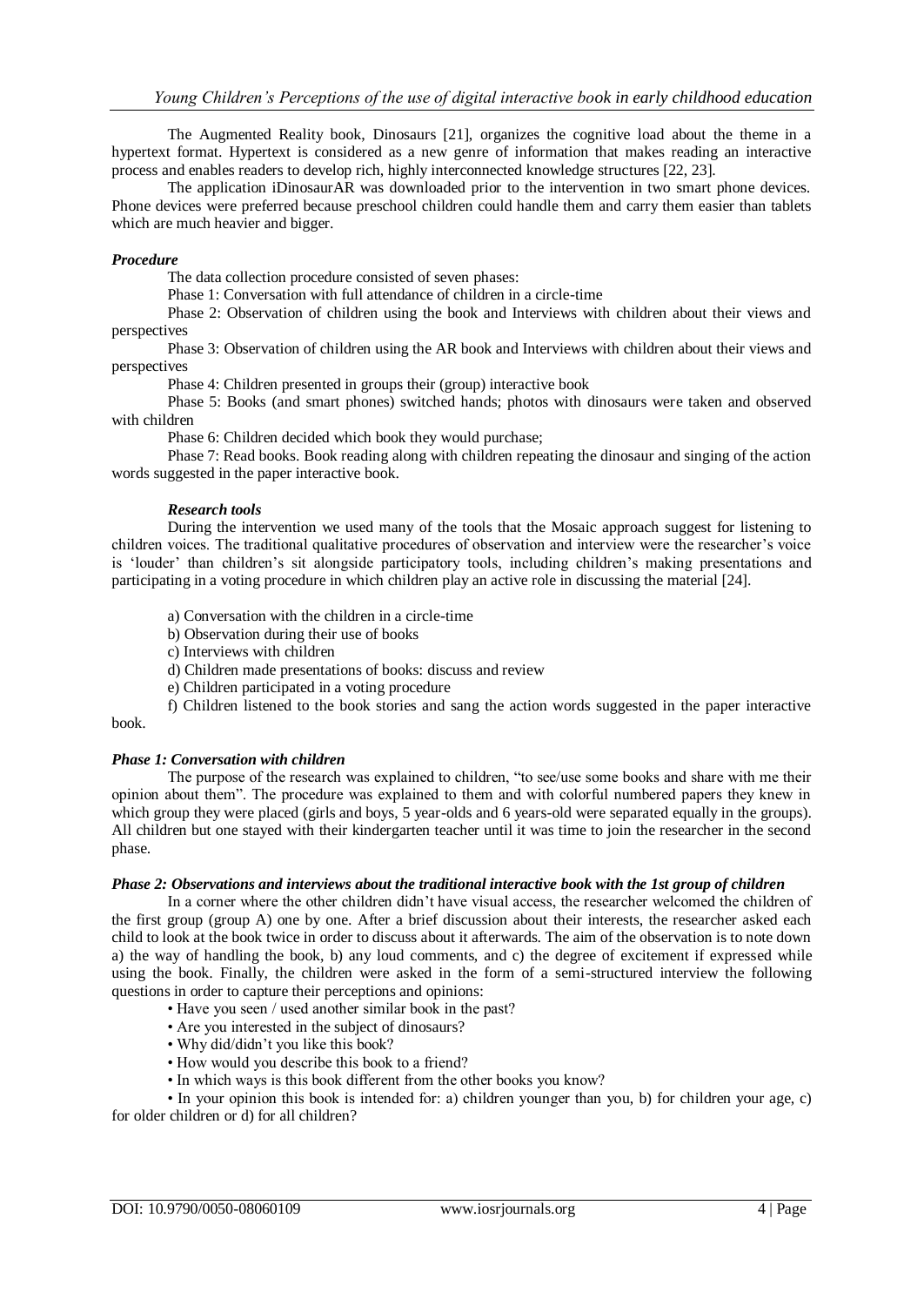The Augmented Reality book, Dinosaurs [21], organizes the cognitive load about the theme in a hypertext format. Hypertext is considered as a new genre of information that makes reading an interactive process and enables readers to develop rich, highly interconnected knowledge structures [22, 23].

The application iDinosaurAR was downloaded prior to the intervention in two smart phone devices. Phone devices were preferred because preschool children could handle them and carry them easier than tablets which are much heavier and bigger.

***Procedure***

The data collection procedure consisted of seven phases:

Phase 1: Conversation with full attendance of children in a circle-time

Phase 2: Observation of children using the book and Interviews with children about their views and perspectives

Phase 3: Observation of children using the AR book and Interviews with children about their views and perspectives

Phase 4: Children presented in groups their (group) interactive book

Phase 5: Books (and smart phones) switched hands; photos with dinosaurs were taken and observed with children

Phase 6: Children decided which book they would purchase;

Phase 7: Read books. Book reading along with children repeating the dinosaur and singing of the action words suggested in the paper interactive book.

***Research tools***

During the intervention we used many of the tools that the Mosaic approach suggest for listening to children voices. The traditional qualitative procedures of observation and interview were the researcher's voice is 'louder' than children's sit alongside participatory tools, including children's making presentations and participating in a voting procedure in which children play an active role in discussing the material [24].

a) Conversation with the children in a circle-time

b) Observation during their use of books

c) Interviews with children

d) Children made presentations of books: discuss and review

e) Children participated in a voting procedure

f) Children listened to the book stories and sang the action words suggested in the paper interactive book.

***Phase 1: Conversation with children***

The purpose of the research was explained to children, "to see/use some books and share with me their opinion about them". The procedure was explained to them and with colorful numbered papers they knew in which group they were placed (girls and boys, 5 year-olds and 6 years-old were separated equally in the groups). All children but one stayed with their kindergarten teacher until it was time to join the researcher in the second phase.

***Phase 2: Observations and interviews about the traditional interactive book with the 1st group of children***

In a corner where the other children didn't have visual access, the researcher welcomed the children of the first group (group A) one by one. After a brief discussion about their interests, the researcher asked each child to look at the book twice in order to discuss about it afterwards. The aim of the observation is to note down a) the way of handling the book, b) any loud comments, and c) the degree of excitement if expressed while using the book. Finally, the children were asked in the form of a semi-structured interview the following questions in order to capture their perceptions and opinions:

- Have you seen / used another similar book in the past?
- Are you interested in the subject of dinosaurs?
- Why did/didn't you like this book?
- How would you describe this book to a friend?
- In which ways is this book different from the other books you know?
- In your opinion this book is intended for: a) children younger than you, b) for children your age, c) for older children or d) for all children?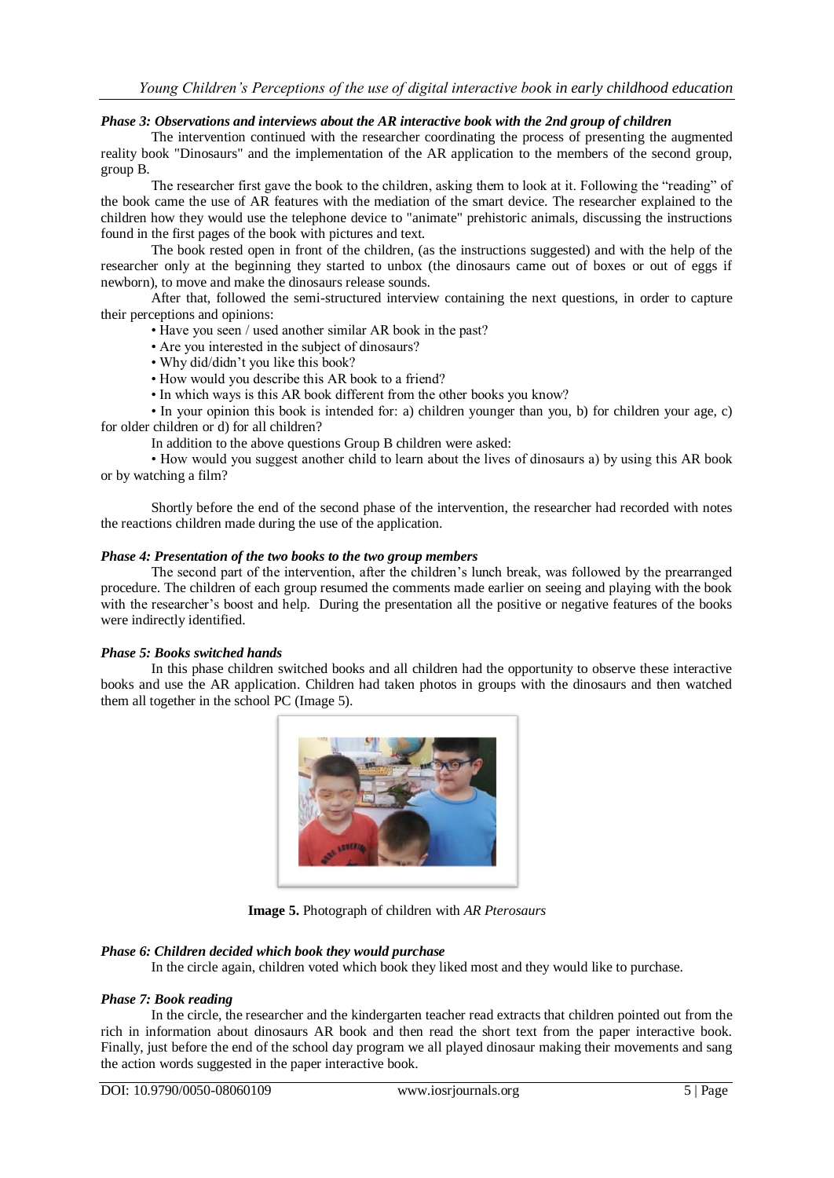***Phase 3: Observations and interviews about the AR interactive book with the 2nd group of children***

The intervention continued with the researcher coordinating the process of presenting the augmented reality book "Dinosaurs" and the implementation of the AR application to the members of the second group, group B.

The researcher first gave the book to the children, asking them to look at it. Following the "reading" of the book came the use of AR features with the mediation of the smart device. The researcher explained to the children how they would use the telephone device to "animate" prehistoric animals, discussing the instructions found in the first pages of the book with pictures and text.

The book rested open in front of the children, (as the instructions suggested) and with the help of the researcher only at the beginning they started to unbox (the dinosaurs came out of boxes or out of eggs if newborn), to move and make the dinosaurs release sounds.

After that, followed the semi-structured interview containing the next questions, in order to capture their perceptions and opinions:

- Have you seen / used another similar AR book in the past?
- Are you interested in the subject of dinosaurs?
- Why did/didn't you like this book?
- How would you describe this AR book to a friend?
- In which ways is this AR book different from the other books you know?
- In your opinion this book is intended for: a) children younger than you, b) for children your age, c) for older children or d) for all children?

In addition to the above questions Group B children were asked:

- How would you suggest another child to learn about the lives of dinosaurs a) by using this AR book or by watching a film?

Shortly before the end of the second phase of the intervention, the researcher had recorded with notes the reactions children made during the use of the application.

***Phase 4: Presentation of the two books to the two group members***

The second part of the intervention, after the children's lunch break, was followed by the prearranged procedure. The children of each group resumed the comments made earlier on seeing and playing with the book with the researcher's boost and help. During the presentation all the positive or negative features of the books were indirectly identified.

***Phase 5: Books switched hands***

In this phase children switched books and all children had the opportunity to observe these interactive books and use the AR application. Children had taken photos in groups with the dinosaurs and then watched them all together in the school PC (Image 5).

**Image 5.** Photograph of children with *AR Pterosaurs*

***Phase 6: Children decided which book they would purchase***

In the circle again, children voted which book they liked most and they would like to purchase.

***Phase 7: Book reading***

In the circle, the researcher and the kindergarten teacher read extracts that children pointed out from the rich in information about dinosaurs AR book and then read the short text from the paper interactive book. Finally, just before the end of the school day program we all played dinosaur making their movements and sang the action words suggested in the paper interactive book.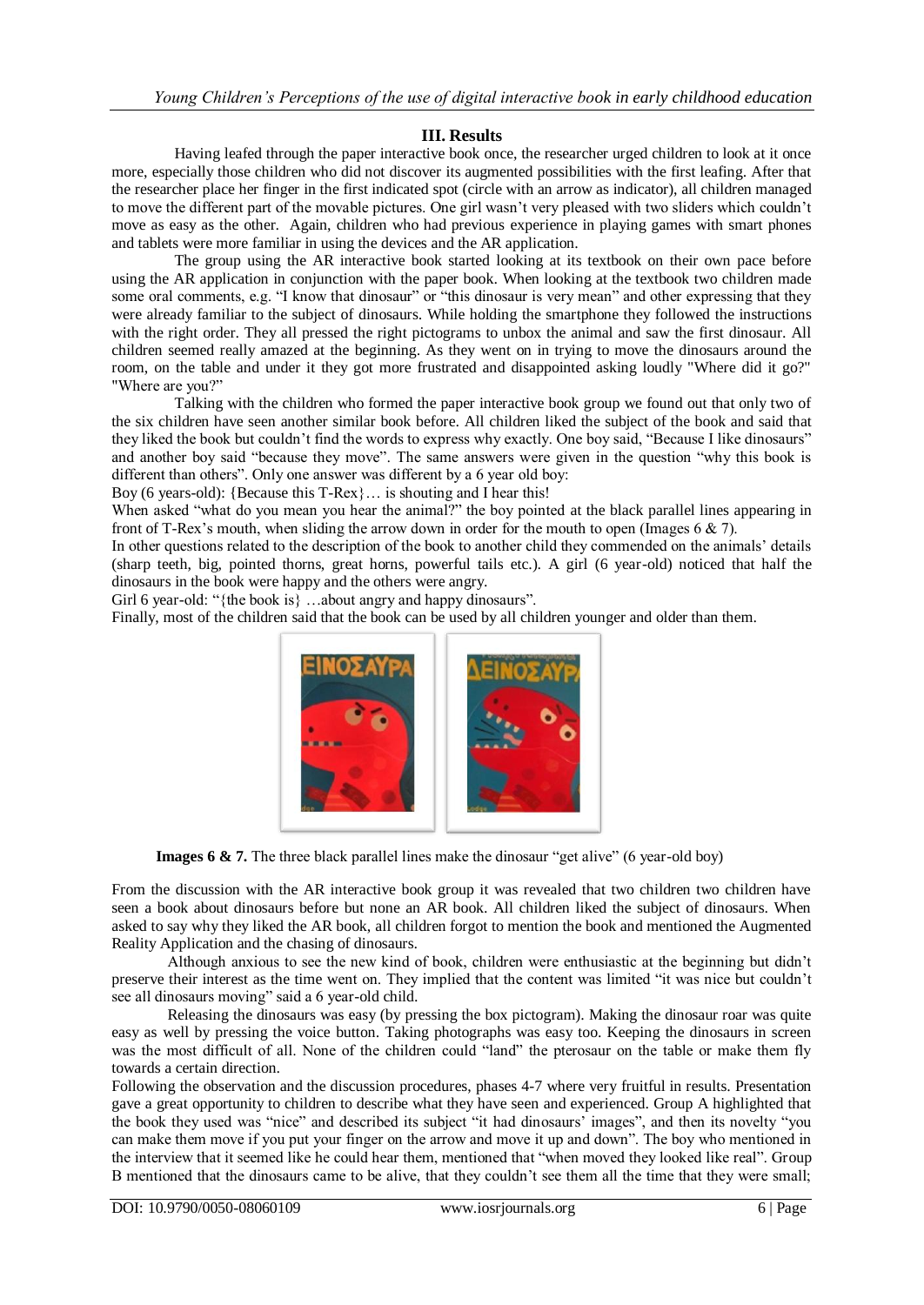### III. Results

Having leafed through the paper interactive book once, the researcher urged children to look at it once more, especially those children who did not discover its augmented possibilities with the first leafing. After that the researcher place her finger in the first indicated spot (circle with an arrow as indicator), all children managed to move the different part of the movable pictures. One girl wasn't very pleased with two sliders which couldn't move as easy as the other. Again, children who had previous experience in playing games with smart phones and tablets were more familiar in using the devices and the AR application.

The group using the AR interactive book started looking at its textbook on their own pace before using the AR application in conjunction with the paper book. When looking at the textbook two children made some oral comments, e.g. "I know that dinosaur" or "this dinosaur is very mean" and other expressing that they were already familiar to the subject of dinosaurs. While holding the smartphone they followed the instructions with the right order. They all pressed the right pictograms to unbox the animal and saw the first dinosaur. All children seemed really amazed at the beginning. As they went on in trying to move the dinosaurs around the room, on the table and under it they got more frustrated and disappointed asking loudly "Where did it go?" "Where are you?"

Talking with the children who formed the paper interactive book group we found out that only two of the six children have seen another similar book before. All children liked the subject of the book and said that they liked the book but couldn't find the words to express why exactly. One boy said, "Because I like dinosaurs" and another boy said "because they move". The same answers were given in the question "why this book is different than others". Only one answer was different by a 6 year old boy:

Boy (6 years-old): {Because this T-Rex}… is shouting and I hear this!

When asked "what do you mean you hear the animal?" the boy pointed at the black parallel lines appearing in front of T-Rex's mouth, when sliding the arrow down in order for the mouth to open (Images 6 & 7).

In other questions related to the description of the book to another child they commended on the animals' details (sharp teeth, big, pointed thorns, great horns, powerful tails etc.). A girl (6 year-old) noticed that half the dinosaurs in the book were happy and the others were angry.

Girl 6 year-old: "{the book is} …about angry and happy dinosaurs".

Finally, most of the children said that the book can be used by all children younger and older than them.

**Images 6 & 7.** The three black parallel lines make the dinosaur "get alive" (6 year-old boy)

From the discussion with the AR interactive book group it was revealed that two children two children have seen a book about dinosaurs before but none an AR book. All children liked the subject of dinosaurs. When asked to say why they liked the AR book, all children forgot to mention the book and mentioned the Augmented Reality Application and the chasing of dinosaurs.

Although anxious to see the new kind of book, children were enthusiastic at the beginning but didn't preserve their interest as the time went on. They implied that the content was limited "it was nice but couldn't see all dinosaurs moving" said a 6 year-old child.

Releasing the dinosaurs was easy (by pressing the box pictogram). Making the dinosaur roar was quite easy as well by pressing the voice button. Taking photographs was easy too. Keeping the dinosaurs in screen was the most difficult of all. None of the children could "land" the pterosaur on the table or make them fly towards a certain direction.

Following the observation and the discussion procedures, phases 4-7 where very fruitful in results. Presentation gave a great opportunity to children to describe what they have seen and experienced. Group A highlighted that the book they used was "nice" and described its subject "it had dinosaurs' images", and then its novelty "you can make them move if you put your finger on the arrow and move it up and down". The boy who mentioned in the interview that it seemed like he could hear them, mentioned that "when moved they looked like real". Group B mentioned that the dinosaurs came to be alive, that they couldn't see them all the time that they were small;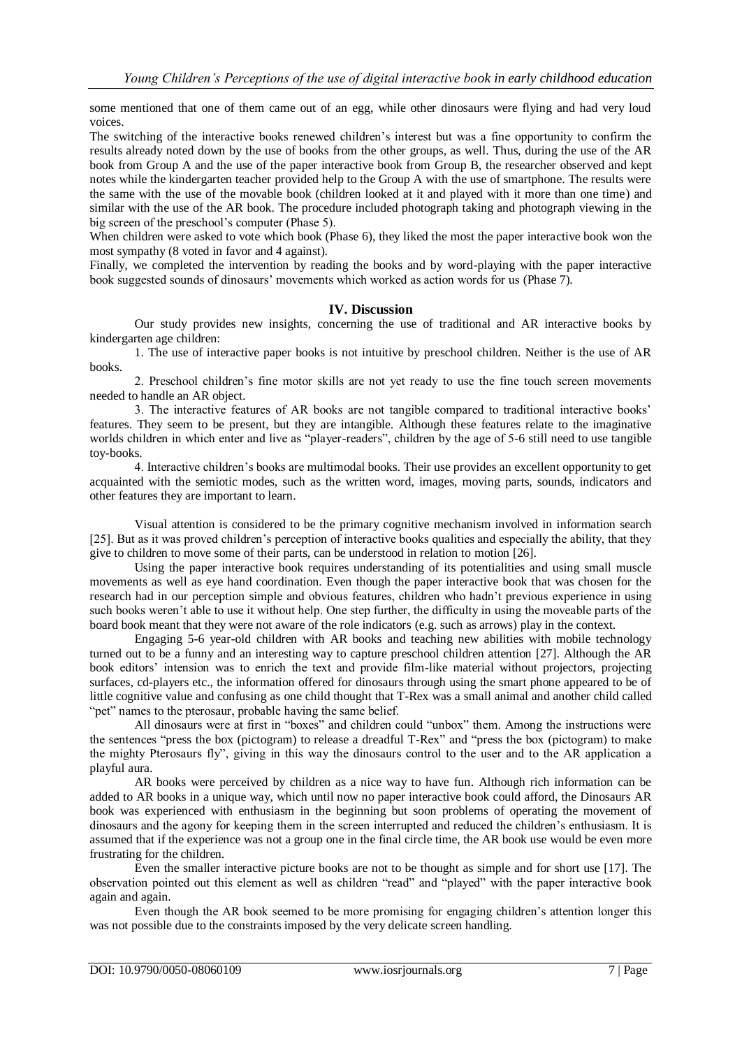some mentioned that one of them came out of an egg, while other dinosaurs were flying and had very loud voices.

The switching of the interactive books renewed children's interest but was a fine opportunity to confirm the results already noted down by the use of books from the other groups, as well. Thus, during the use of the AR book from Group A and the use of the paper interactive book from Group B, the researcher observed and kept notes while the kindergarten teacher provided help to the Group A with the use of smartphone. The results were the same with the use of the movable book (children looked at it and played with it more than one time) and similar with the use of the AR book. The procedure included photograph taking and photograph viewing in the big screen of the preschool's computer (Phase 5).

When children were asked to vote which book (Phase 6), they liked the most the paper interactive book won the most sympathy (8 voted in favor and 4 against).

Finally, we completed the intervention by reading the books and by word-playing with the paper interactive book suggested sounds of dinosaurs' movements which worked as action words for us (Phase 7).

## IV. Discussion

Our study provides new insights, concerning the use of traditional and AR interactive books by kindergarten age children:

1. The use of interactive paper books is not intuitive by preschool children. Neither is the use of AR books.

2. Preschool children's fine motor skills are not yet ready to use the fine touch screen movements needed to handle an AR object.

3. The interactive features of AR books are not tangible compared to traditional interactive books' features. They seem to be present, but they are intangible. Although these features relate to the imaginative worlds children in which enter and live as "player-readers", children by the age of 5-6 still need to use tangible toy-books.

4. Interactive children's books are multimodal books. Their use provides an excellent opportunity to get acquainted with the semiotic modes, such as the written word, images, moving parts, sounds, indicators and other features they are important to learn.

Visual attention is considered to be the primary cognitive mechanism involved in information search [25]. But as it was proved children's perception of interactive books qualities and especially the ability, that they give to children to move some of their parts, can be understood in relation to motion [26].

Using the paper interactive book requires understanding of its potentialities and using small muscle movements as well as eye hand coordination. Even though the paper interactive book that was chosen for the research had in our perception simple and obvious features, children who hadn't previous experience in using such books weren't able to use it without help. One step further, the difficulty in using the moveable parts of the board book meant that they were not aware of the role indicators (e.g. such as arrows) play in the context.

Engaging 5-6 year-old children with AR books and teaching new abilities with mobile technology turned out to be a funny and an interesting way to capture preschool children attention [27]. Although the AR book editors' intension was to enrich the text and provide film-like material without projectors, projecting surfaces, cd-players etc., the information offered for dinosaurs through using the smart phone appeared to be of little cognitive value and confusing as one child thought that T-Rex was a small animal and another child called "pet" names to the pterosaur, probable having the same belief.

All dinosaurs were at first in "boxes" and children could "unbox" them. Among the instructions were the sentences "press the box (pictogram) to release a dreadful T-Rex" and "press the box (pictogram) to make the mighty Pterosaurs fly", giving in this way the dinosaurs control to the user and to the AR application a playful aura.

AR books were perceived by children as a nice way to have fun. Although rich information can be added to AR books in a unique way, which until now no paper interactive book could afford, the Dinosaurs AR book was experienced with enthusiasm in the beginning but soon problems of operating the movement of dinosaurs and the agony for keeping them in the screen interrupted and reduced the children's enthusiasm. It is assumed that if the experience was not a group one in the final circle time, the AR book use would be even more frustrating for the children.

Even the smaller interactive picture books are not to be thought as simple and for short use [17]. The observation pointed out this element as well as children "read" and "played" with the paper interactive book again and again.

Even though the AR book seemed to be more promising for engaging children's attention longer this was not possible due to the constraints imposed by the very delicate screen handling.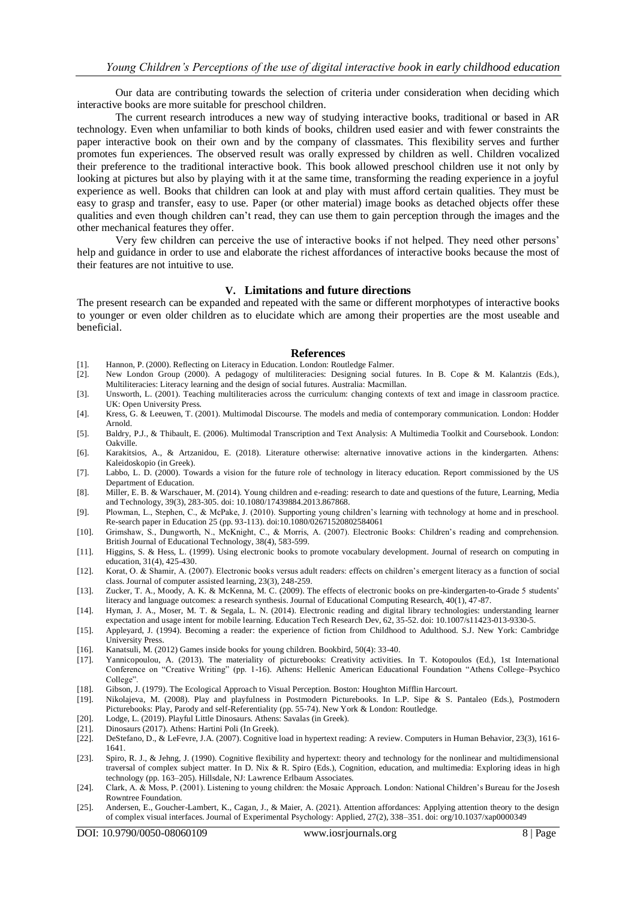Our data are contributing towards the selection of criteria under consideration when deciding which interactive books are more suitable for preschool children.

The current research introduces a new way of studying interactive books, traditional or based in AR technology. Even when unfamiliar to both kinds of books, children used easier and with fewer constraints the paper interactive book on their own and by the company of classmates. This flexibility serves and further promotes fun experiences. The observed result was orally expressed by children as well. Children vocalized their preference to the traditional interactive book. This book allowed preschool children use it not only by looking at pictures but also by playing with it at the same time, transforming the reading experience in a joyful experience as well. Books that children can look at and play with must afford certain qualities. They must be easy to grasp and transfer, easy to use. Paper (or other material) image books as detached objects offer these qualities and even though children can't read, they can use them to gain perception through the images and the other mechanical features they offer.

Very few children can perceive the use of interactive books if not helped. They need other persons' help and guidance in order to use and elaborate the richest affordances of interactive books because the most of their features are not intuitive to use.

## V. Limitations and future directions

The present research can be expanded and repeated with the same or different morphotypes of interactive books to younger or even older children as to elucidate which are among their properties are the most useable and beneficial.

## References

[1]. Hannon, P. (2000). Reflecting on Literacy in Education. London: Routledge Falmer.

[2]. New London Group (2000). A pedagogy of multiliteracies: Designing social futures. In B. Cope & M. Kalantzis (Eds.), Multiliteracies: Literacy learning and the design of social futures. Australia: Macmillan.

[3]. Unsworth, L. (2001). Teaching multiliteracies across the curriculum: changing contexts of text and image in classroom practice. UK: Open University Press.

[4]. Kress, G. & Leeuwen, T. (2001). Multimodal Discourse. The models and media of contemporary communication. London: Hodder Arnold.

[5]. Baldry, P.J., & Thibault, E. (2006). Multimodal Transcription and Text Analysis: A Multimedia Toolkit and Coursebook. London: Oakville.

[6]. Karakitsios, A., & Artzanidou, E. (2018). Literature otherwise: alternative innovative actions in the kindergarten. Athens: Kaleidoskopio (in Greek).

[7]. Labbo, L. D. (2000). Towards a vision for the future role of technology in literacy education. Report commissioned by the US Department of Education.

[8]. Miller, E. B. & Warschauer, M. (2014). Young children and e-reading: research to date and questions of the future, Learning, Media and Technology, 39(3), 283-305. doi: 10.1080/17439884.2013.867868.

[9]. Plowman, L., Stephen, C., & McPake, J. (2010). Supporting young children's learning with technology at home and in preschool. Re-search paper in Education 25 (pp. 93-113). doi:10.1080/02671520802584061

[10]. Grimshaw, S., Dungworth, N., McKnight, C., & Morris, A. (2007). Electronic Books: Children's reading and comprehension. British Journal of Educational Technology, 38(4), 583-599.

[11]. Higgins, S. & Hess, L. (1999). Using electronic books to promote vocabulary development. Journal of research on computing in education, 31(4), 425-430.

[12]. Korat, O. & Shamir, A. (2007). Electronic books versus adult readers: effects on children's emergent literacy as a function of social class. Journal of computer assisted learning, 23(3), 248-259.

[13]. Zucker, T. A., Moody, A. K. & McKenna, M. C. (2009). The effects of electronic books on pre-kindergarten-to-Grade 5 students' literacy and language outcomes: a research synthesis. Journal of Educational Computing Research, 40(1), 47-87.

[14]. Hyman, J. A., Moser, M. T. & Segala, L. N. (2014). Electronic reading and digital library technologies: understanding learner expectation and usage intent for mobile learning. Education Tech Research Dev, 62, 35-52. doi: 10.1007/s11423-013-9330-5.

[15]. Appleyard, J. (1994). Becoming a reader: the experience of fiction from Childhood to Adulthood. S.J. New York: Cambridge University Press.

[16]. Kanatsuli, M. (2012) Games inside books for young children. Bookbird, 50(4): 33-40.

[17]. Yannicopoulou, A. (2013). The materiality of picturebooks: Creativity activities. In T. Kotopoulos (Ed.), 1st International Conference on "Creative Writing" (pp. 1-16). Athens: Hellenic American Educational Foundation "Athens College–Psychico College".

[18]. Gibson, J. (1979). The Ecological Approach to Visual Perception. Boston: Houghton Mifflin Harcourt.

[19]. Nikolajeva, M. (2008). Play and playfulness in Postmodern Picturebooks. In L.P. Sipe & S. Pantaleo (Eds.), Postmodern Picturebooks: Play, Parody and self-Referentiality (pp. 55-74). New York & London: Routledge.

[20]. Lodge, L. (2019). Playful Little Dinosaurs. Athens: Savalas (in Greek).

[21]. Dinosaurs (2017). Athens: Hartini Poli (In Greek).

[22]. DeStefano, D., & LeFevre, J.A. (2007). Cognitive load in hypertext reading: A review. Computers in Human Behavior, 23(3), 1616-1641.

[23]. Spiro, R. J., & Jehng, J. (1990). Cognitive flexibility and hypertext: theory and technology for the nonlinear and multidimensional traversal of complex subject matter. In D. Nix & R. Spiro (Eds.), Cognition, education, and multimedia: Exploring ideas in high technology (pp. 163–205). Hillsdale, NJ: Lawrence Erlbaum Associates.

[24]. Clark, A. & Moss, P. (2001). Listening to young children: the Mosaic Approach. London: National Children's Bureau for the Josesh Rowntree Foundation.

[25]. Andersen, E., Goucher-Lambert, K., Cagan, J., & Maier, A. (2021). Attention affordances: Applying attention theory to the design of complex visual interfaces. Journal of Experimental Psychology: Applied, 27(2), 338–351. doi: org/10.1037/xap0000349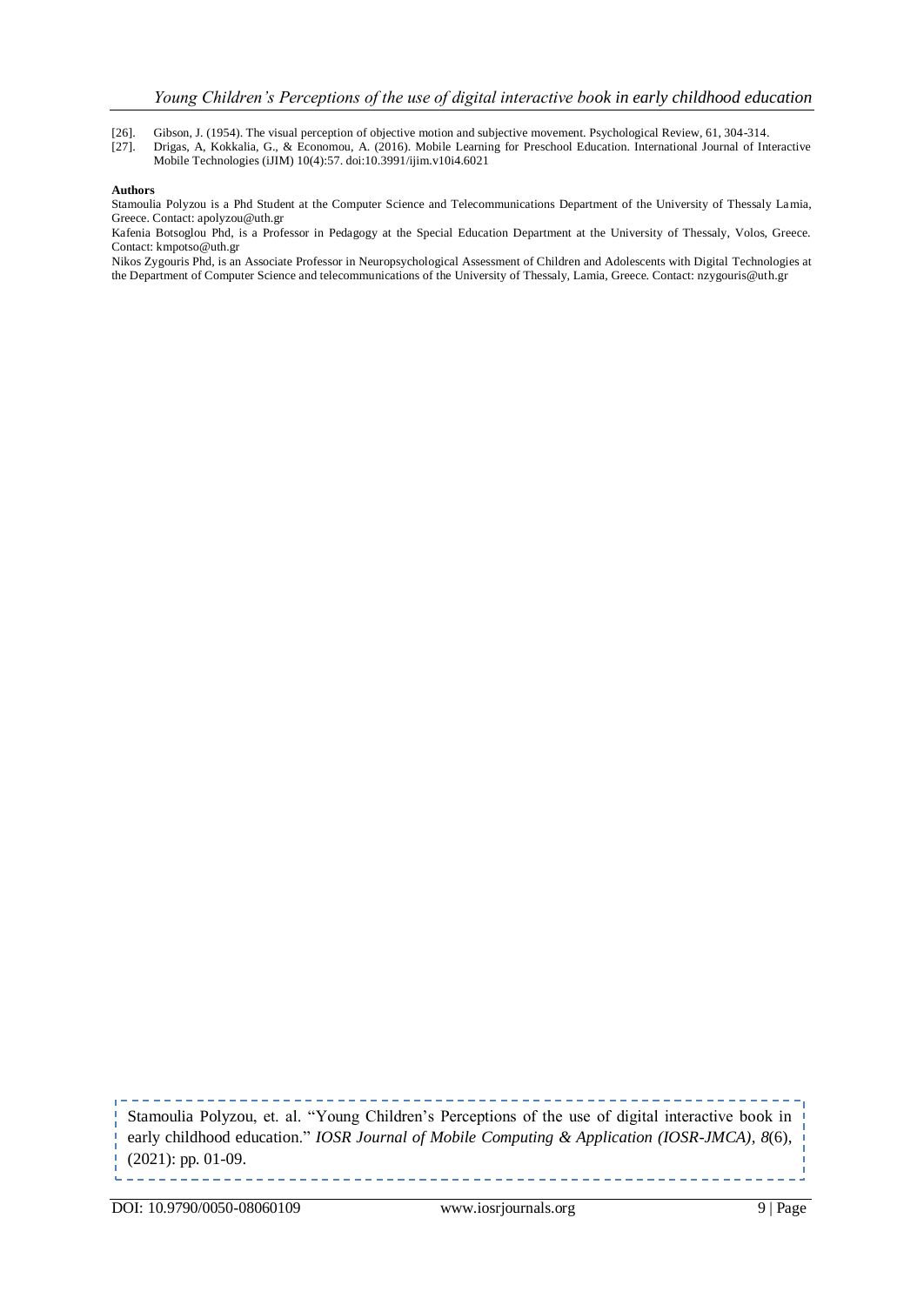[26]. Gibson, J. (1954). The visual perception of objective motion and subjective movement. Psychological Review, 61, 304-314.

[27]. Drigas, A, Kokkalia, G., & Economou, A. (2016). Mobile Learning for Preschool Education. International Journal of Interactive Mobile Technologies (iJIM) 10(4):57. doi:10.3991/ijim.v10i4.6021

**Authors**

Stamoulia Polyzou is a Phd Student at the Computer Science and Telecommunications Department of the University of Thessaly Lamia, Greece. Contact: apolyzou@uth.gr

Kafenia Botsoglou Phd, is a Professor in Pedagogy at the Special Education Department at the University of Thessaly, Volos, Greece. Contact: kmpotso@uth.gr

Nikos Zygouris Phd, is an Associate Professor in Neuropsychological Assessment of Children and Adolescents with Digital Technologies at the Department of Computer Science and telecommunications of the University of Thessaly, Lamia, Greece. Contact: nzygouris@uth.gr

Stamoulia Polyzou, et. al. "Young Children's Perceptions of the use of digital interactive book in early childhood education." *IOSR Journal of Mobile Computing & Application (IOSR-JMCA)*, *8*(6), (2021): pp. 01-09.